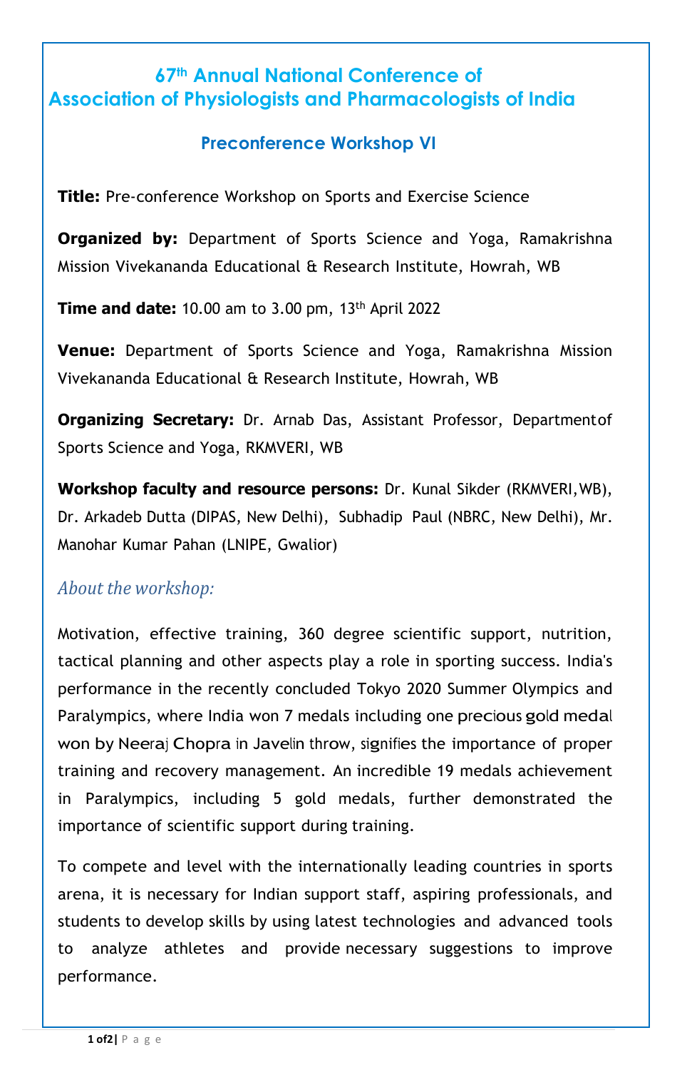# 67th Annual National Conference of Association of Physiologists and Pharmacologists of India

## Preconference Workshop VI

**Title:** Pre-conference Workshop on Sports and Exercise Science

**Organized by:** Department of Sports Science and Yoga, Ramakrishna Mission Vivekananda Educational & Research Institute, Howrah, WB

**Time and date:** 10.00 am to 3.00 pm, 13th April 2022

**Venue:** Department of Sports Science and Yoga, Ramakrishna Mission Vivekananda Educational & Research Institute, Howrah, WB

**Organizing Secretary:** Dr. Arnab Das, Assistant Professor, Departmentof Sports Science and Yoga, RKMVERI, WB

**Workshop faculty and resource persons:** Dr. Kunal Sikder (RKMVERI,WB), Dr. Arkadeb Dutta (DIPAS, New Delhi), Subhadip Paul (NBRC, New Delhi), Mr. Manohar Kumar Pahan (LNIPE, Gwalior)

### *About the workshop:*

Motivation, effective training, 360 degree scientific support, nutrition, tactical planning and other aspects play a role in sporting success. India's performance in the recently concluded Tokyo 2020 Summer Olympics and Paralympics, where India won 7 medals including one precious gold medal won by Neeraj Chopra in Javelin throw, signifies the importance of proper training and recovery management. An incredible 19 medals achievement in Paralympics, including 5 gold medals, further demonstrated the importance of scientific support during training.

To compete and level with the internationally leading countries in sports arena, it is necessary for Indian support staff, aspiring professionals, and students to develop skills by using latest technologies and advanced tools to analyze athletes and provide necessary suggestions to improve performance.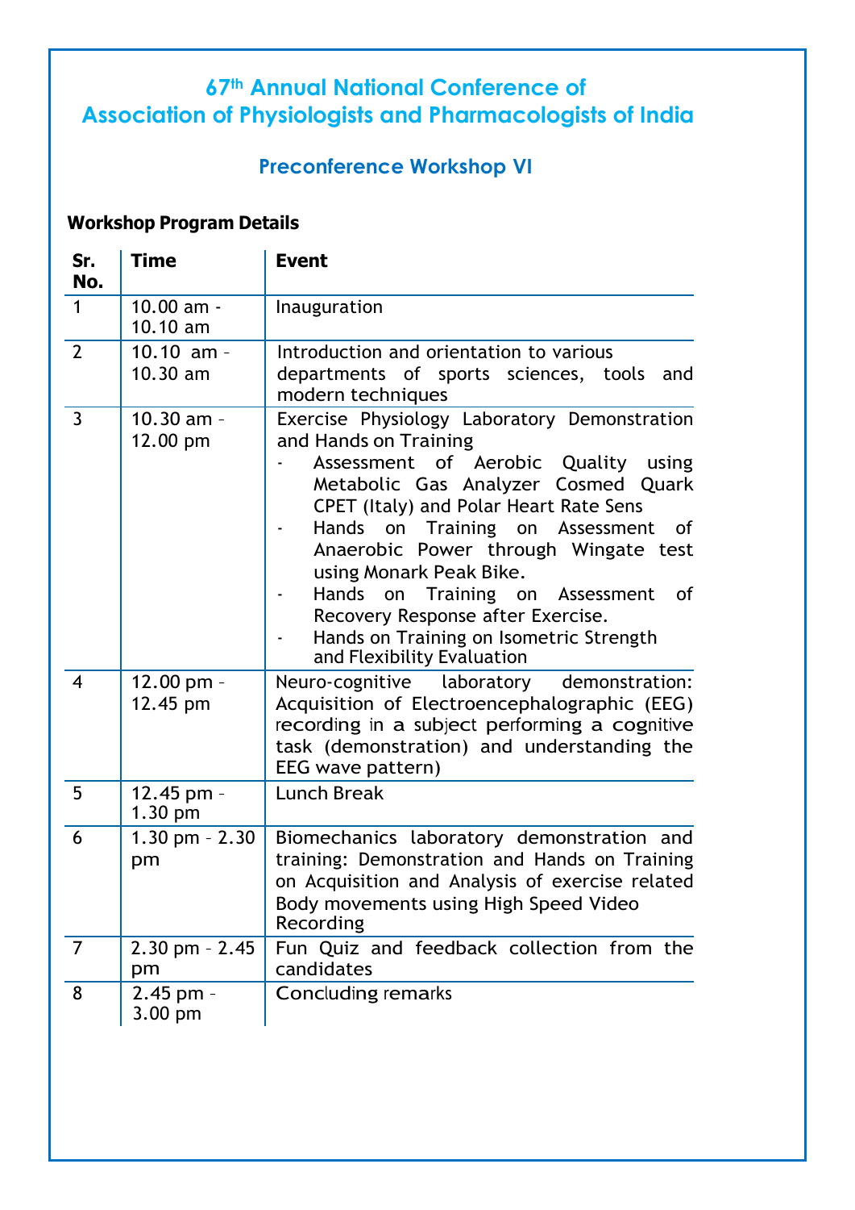# 67th Annual National Conference of Association of Physiologists and Pharmacologists of India

## Preconference Workshop VI

**Workshop Program Details**

| Sr. No. | Time | Event |
|---|---|---|
| 1 | 10.00 am - 10.10 am | Inauguration |
| 2 | 10.10 am - 10.30 am | Introduction and orientation to various departments of sports sciences, tools and modern techniques |
| 3 | 10.30 am - 12.00 pm | Exercise Physiology Laboratory Demonstration and Hands on Training<br>- Assessment of Aerobic Quality using Metabolic Gas Analyzer Cosmed Quark CPET (Italy) and Polar Heart Rate Sens<br>- Hands on Training on Assessment of Anaerobic Power through Wingate test using Monark Peak Bike.<br>- Hands on Training on Assessment of Recovery Response after Exercise.<br>- Hands on Training on Isometric Strength and Flexibility Evaluation |
| 4 | 12.00 pm - 12.45 pm | Neuro-cognitive laboratory demonstration: Acquisition of Electroencephalographic (EEG) recording in a subject performing a cognitive task (demonstration) and understanding the EEG wave pattern) |
| 5 | 12.45 pm - 1.30 pm | Lunch Break |
| 6 | 1.30 pm - 2.30 pm | Biomechanics laboratory demonstration and training: Demonstration and Hands on Training on Acquisition and Analysis of exercise related Body movements using High Speed Video Recording |
| 7 | 2.30 pm - 2.45 pm | Fun Quiz and feedback collection from the candidates |
| 8 | 2.45 pm - 3.00 pm | Concluding remarks |